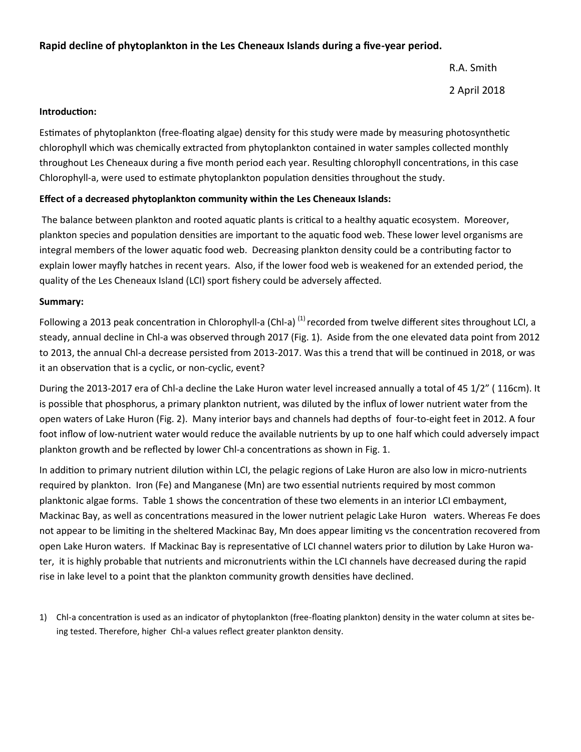**Rapid decline of phytoplankton in the Les Cheneaux Islands during a five-year period.**

R.A. Smith

2 April 2018

**Introduction:**

Estimates of phytoplankton (free-floating algae) density for this study were made by measuring photosynthetic chlorophyll which was chemically extracted from phytoplankton contained in water samples collected monthly throughout Les Cheneaux during a five month period each year. Resulting chlorophyll concentrations, in this case Chlorophyll-a, were used to estimate phytoplankton population densities throughout the study.

**Effect of a decreased phytoplankton community within the Les Cheneaux Islands:**

The balance between plankton and rooted aquatic plants is critical to a healthy aquatic ecosystem. Moreover, plankton species and population densities are important to the aquatic food web. These lower level organisms are integral members of the lower aquatic food web. Decreasing plankton density could be a contributing factor to explain lower mayfly hatches in recent years. Also, if the lower food web is weakened for an extended period, the quality of the Les Cheneaux Island (LCI) sport fishery could be adversely affected.

**Summary:**

Following a 2013 peak concentration in Chlorophyll-a (Chl-a) [(1)] recorded from twelve different sites throughout LCI, a steady, annual decline in Chl-a was observed through 2017 (Fig. 1). Aside from the one elevated data point from 2012 to 2013, the annual Chl-a decrease persisted from 2013-2017. Was this a trend that will be continued in 2018, or was it an observation that is a cyclic, or non-cyclic, event?

During the 2013-2017 era of Chl-a decline the Lake Huron water level increased annually a total of 45 1/2" ( 116cm). It is possible that phosphorus, a primary plankton nutrient, was diluted by the influx of lower nutrient water from the open waters of Lake Huron (Fig. 2). Many interior bays and channels had depths of four-to-eight feet in 2012. A four foot inflow of low-nutrient water would reduce the available nutrients by up to one half which could adversely impact plankton growth and be reflected by lower Chl-a concentrations as shown in Fig. 1.

In addition to primary nutrient dilution within LCI, the pelagic regions of Lake Huron are also low in micro-nutrients required by plankton. Iron (Fe) and Manganese (Mn) are two essential nutrients required by most common planktonic algae forms. Table 1 shows the concentration of these two elements in an interior LCI embayment, Mackinac Bay, as well as concentrations measured in the lower nutrient pelagic Lake Huron waters. Whereas Fe does not appear to be limiting in the sheltered Mackinac Bay, Mn does appear limiting vs the concentration recovered from open Lake Huron waters. If Mackinac Bay is representative of LCI channel waters prior to dilution by Lake Huron water, it is highly probable that nutrients and micronutrients within the LCI channels have decreased during the rapid rise in lake level to a point that the plankton community growth densities have declined.

1) Chl-a concentration is used as an indicator of phytoplankton (free-floating plankton) density in the water column at sites being tested. Therefore, higher Chl-a values reflect greater plankton density.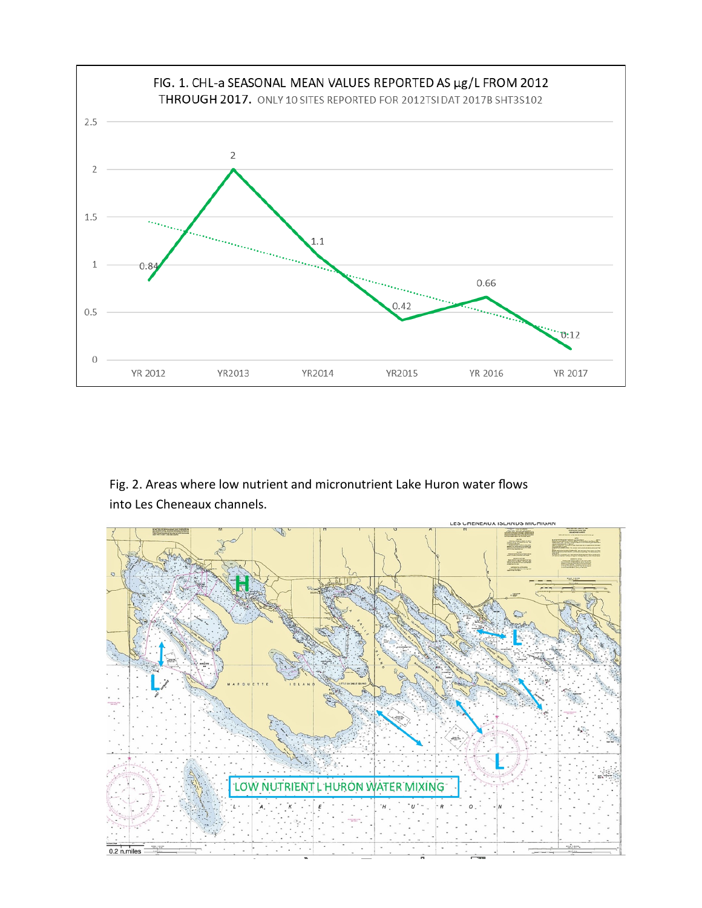FIG. 1. CHL-a SEASONAL MEAN VALUES REPORTED AS µg/L FROM 2012 THROUGH 2017. ONLY 10 SITES REPORTED FOR 2012TSI DAT 2017B SHT3S102

| Year | CHL-a (µg/L) |
|---|---|
| YR 2012 | 0.84 |
| YR2013 | 2 |
| YR2014 | 1.1 |
| YR2015 | 0.42 |
| YR 2016 | 0.66 |
| YR 2017 | 0.12 |

Fig. 2. Areas where low nutrient and micronutrient Lake Huron water flows into Les Cheneaux channels.

LOW NUTRIENT L HURON WATER MIXING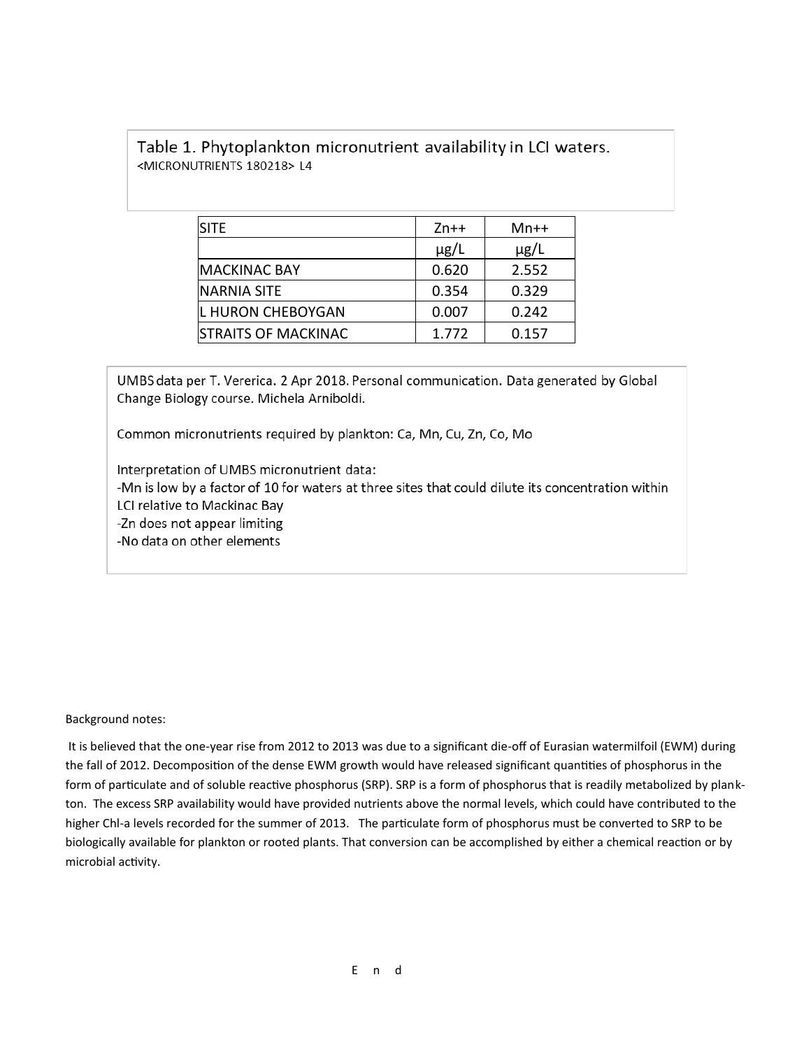Table 1. Phytoplankton micronutrient availability in LCI waters.
<MICRONUTRIENTS 180218> L4

| SITE | $Zn^{++}$ | $Mn^{++}$ |
|---|---|---|
| | μg/L | μg/L |
| MACKINAC BAY | 0.620 | 2.552 |
| NARNIA SITE | 0.354 | 0.329 |
| L HURON CHEBOYGAN | 0.007 | 0.242 |
| STRAITS OF MACKINAC | 1.772 | 0.157 |

UMBS data per T. Vererica. 2 Apr 2018. Personal communication. Data generated by Global Change Biology course. Michela Arniboldi.

Common micronutrients required by plankton: Ca, Mn, Cu, Zn, Co, Mo

Interpretation of UMBS micronutrient data:

-Mn is low by a factor of 10 for waters at three sites that could dilute its concentration within LCI relative to Mackinac Bay

-Zn does not appear limiting

-No data on other elements

Background notes:

It is believed that the one-year rise from 2012 to 2013 was due to a significant die-off of Eurasian watermilfoil (EWM) during the fall of 2012. Decomposition of the dense EWM growth would have released significant quantities of phosphorus in the form of particulate and of soluble reactive phosphorus (SRP). SRP is a form of phosphorus that is readily metabolized by plankton. The excess SRP availability would have provided nutrients above the normal levels, which could have contributed to the higher Chl-a levels recorded for the summer of 2013. The particulate form of phosphorus must be converted to SRP to be biologically available for plankton or rooted plants. That conversion can be accomplished by either a chemical reaction or by microbial activity.

E n d